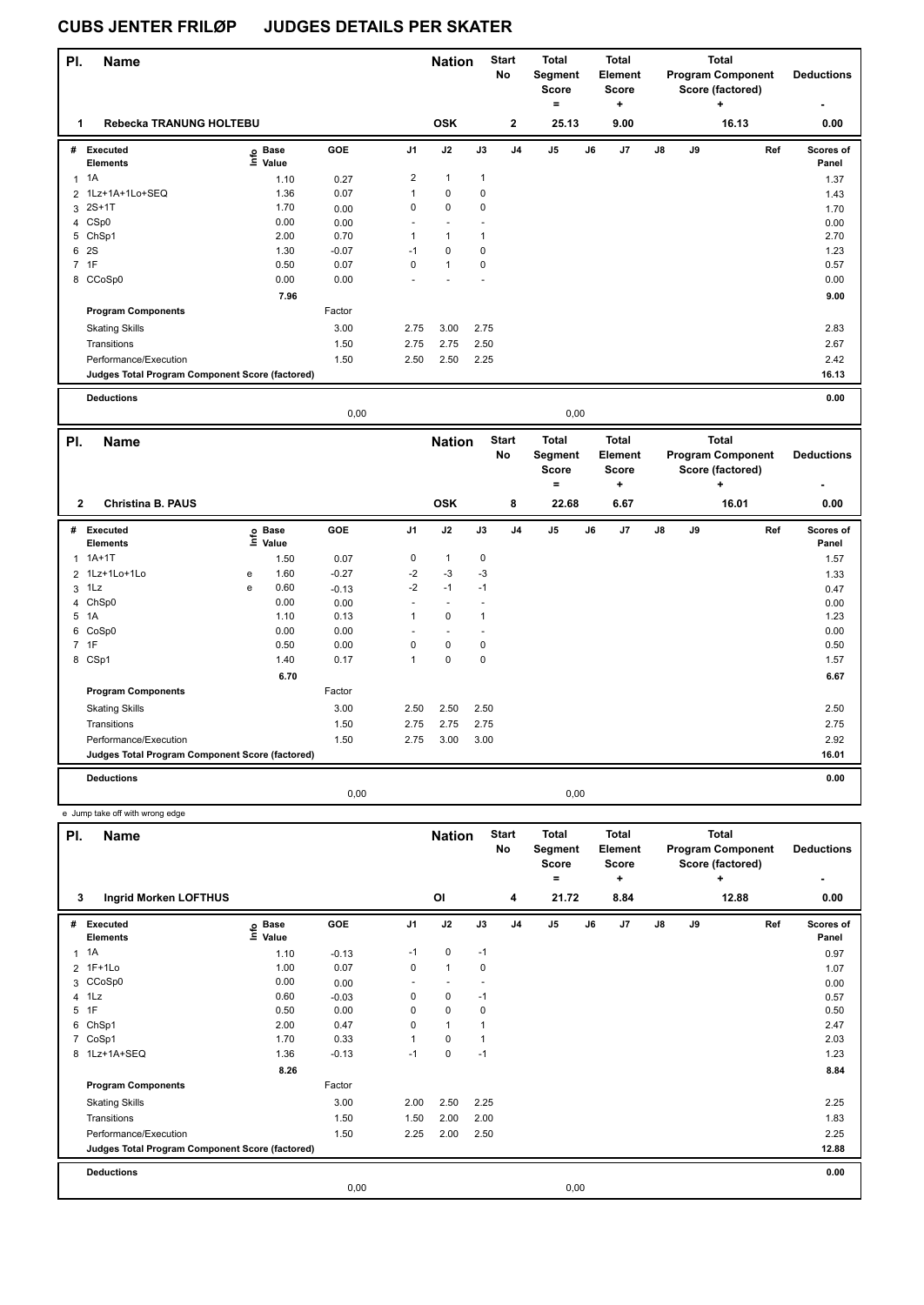# CUBS JENTER FRILØP JUDGES DETAILS PER SKATER

| Pl. | Name | Nation | Start No | Total Segment Score = | Total Element Score + | Total Program Component Score (factored) + | Deductions - |
|---|---|---|---|---|---|---|---|
| 1 | Rebecka TRANUNG HOLTEBU | OSK | 2 | 25.13 | 9.00 | 16.13 | 0.00 |

| # | Executed Elements | Info | Base Value | GOE | J1 | J2 | J3 | J4 | J5 | J6 | J7 | J8 | J9 | Ref | Scores of Panel |
|---|---|---|---|---|---|---|---|---|---|---|---|---|---|---|---|
| 1 | 1A | | 1.10 | 0.27 | 2 | 1 | 1 | | | | | | | | 1.37 |
| 2 | 1Lz+1A+1Lo+SEQ | | 1.36 | 0.07 | 1 | 0 | 0 | | | | | | | | 1.43 |
| 3 | 2S+1T | | 1.70 | 0.00 | 0 | 0 | 0 | | | | | | | | 1.70 |
| 4 | CSp0 | | 0.00 | 0.00 | - | - | - | | | | | | | | 0.00 |
| 5 | ChSp1 | | 2.00 | 0.70 | 1 | 1 | 1 | | | | | | | | 2.70 |
| 6 | 2S | | 1.30 | -0.07 | -1 | 0 | 0 | | | | | | | | 1.23 |
| 7 | 1F | | 0.50 | 0.07 | 0 | 1 | 0 | | | | | | | | 0.57 |
| 8 | CCoSp0 | | 0.00 | 0.00 | - | - | - | | | | | | | | 0.00 |
| | | | 7.96 | | | | | | | | | | | | 9.00 |
| | Program Components | | | Factor | | | | | | | | | | | |
| | Skating Skills | | | 3.00 | 2.75 | 3.00 | 2.75 | | | | | | | | 2.83 |
| | Transitions | | | 1.50 | 2.75 | 2.75 | 2.50 | | | | | | | | 2.67 |
| | Performance/Execution | | | 1.50 | 2.50 | 2.50 | 2.25 | | | | | | | | 2.42 |
| | Judges Total Program Component Score (factored) | | | | | | | | | | | | | | 16.13 |
| | Deductions | | | | | | | | | | | | | | 0.00 |
| | | | | 0,00 | | | | | 0,00 | | | | | | |

| Pl. | Name | Nation | Start No | Total Segment Score = | Total Element Score + | Total Program Component Score (factored) + | Deductions - |
|---|---|---|---|---|---|---|---|
| 2 | Christina B. PAUS | OSK | 8 | 22.68 | 6.67 | 16.01 | 0.00 |

| # | Executed Elements | Info | Base Value | GOE | J1 | J2 | J3 | J4 | J5 | J6 | J7 | J8 | J9 | Ref | Scores of Panel |
|---|---|---|---|---|---|---|---|---|---|---|---|---|---|---|---|
| 1 | 1A+1T | | 1.50 | 0.07 | 0 | 1 | 0 | | | | | | | | 1.57 |
| 2 | 1Lz+1Lo+1Lo | e | 1.60 | -0.27 | -2 | -3 | -3 | | | | | | | | 1.33 |
| 3 | 1Lz | e | 0.60 | -0.13 | -2 | -1 | -1 | | | | | | | | 0.47 |
| 4 | ChSp0 | | 0.00 | 0.00 | - | - | - | | | | | | | | 0.00 |
| 5 | 1A | | 1.10 | 0.13 | 1 | 0 | 1 | | | | | | | | 1.23 |
| 6 | CoSp0 | | 0.00 | 0.00 | - | - | - | | | | | | | | 0.00 |
| 7 | 1F | | 0.50 | 0.00 | 0 | 0 | 0 | | | | | | | | 0.50 |
| 8 | CSp1 | | 1.40 | 0.17 | 1 | 0 | 0 | | | | | | | | 1.57 |
| | | | 6.70 | | | | | | | | | | | | 6.67 |
| | Program Components | | | Factor | | | | | | | | | | | |
| | Skating Skills | | | 3.00 | 2.50 | 2.50 | 2.50 | | | | | | | | 2.50 |
| | Transitions | | | 1.50 | 2.75 | 2.75 | 2.75 | | | | | | | | 2.75 |
| | Performance/Execution | | | 1.50 | 2.75 | 3.00 | 3.00 | | | | | | | | 2.92 |
| | Judges Total Program Component Score (factored) | | | | | | | | | | | | | | 16.01 |
| | Deductions | | | | | | | | | | | | | | 0.00 |
| | | | | 0,00 | | | | | 0,00 | | | | | | |

e Jump take off with wrong edge

| Pl. | Name | Nation | Start No | Total Segment Score = | Total Element Score + | Total Program Component Score (factored) + | Deductions - |
|---|---|---|---|---|---|---|---|
| 3 | Ingrid Morken LOFTHUS | OI | 4 | 21.72 | 8.84 | 12.88 | 0.00 |

| # | Executed Elements | Info | Base Value | GOE | J1 | J2 | J3 | J4 | J5 | J6 | J7 | J8 | J9 | Ref | Scores of Panel |
|---|---|---|---|---|---|---|---|---|---|---|---|---|---|---|---|
| 1 | 1A | | 1.10 | -0.13 | -1 | 0 | -1 | | | | | | | | 0.97 |
| 2 | 1F+1Lo | | 1.00 | 0.07 | 0 | 1 | 0 | | | | | | | | 1.07 |
| 3 | CCoSp0 | | 0.00 | 0.00 | - | - | - | | | | | | | | 0.00 |
| 4 | 1Lz | | 0.60 | -0.03 | 0 | 0 | -1 | | | | | | | | 0.57 |
| 5 | 1F | | 0.50 | 0.00 | 0 | 0 | 0 | | | | | | | | 0.50 |
| 6 | ChSp1 | | 2.00 | 0.47 | 0 | 1 | 1 | | | | | | | | 2.47 |
| 7 | CoSp1 | | 1.70 | 0.33 | 1 | 0 | 1 | | | | | | | | 2.03 |
| 8 | 1Lz+1A+SEQ | | 1.36 | -0.13 | -1 | 0 | -1 | | | | | | | | 1.23 |
| | | | 8.26 | | | | | | | | | | | | 8.84 |
| | Program Components | | | Factor | | | | | | | | | | | |
| | Skating Skills | | | 3.00 | 2.00 | 2.50 | 2.25 | | | | | | | | 2.25 |
| | Transitions | | | 1.50 | 1.50 | 2.00 | 2.00 | | | | | | | | 1.83 |
| | Performance/Execution | | | 1.50 | 2.25 | 2.00 | 2.50 | | | | | | | | 2.25 |
| | Judges Total Program Component Score (factored) | | | | | | | | | | | | | | 12.88 |
| | Deductions | | | | | | | | | | | | | | 0.00 |
| | | | | 0,00 | | | | | 0,00 | | | | | | |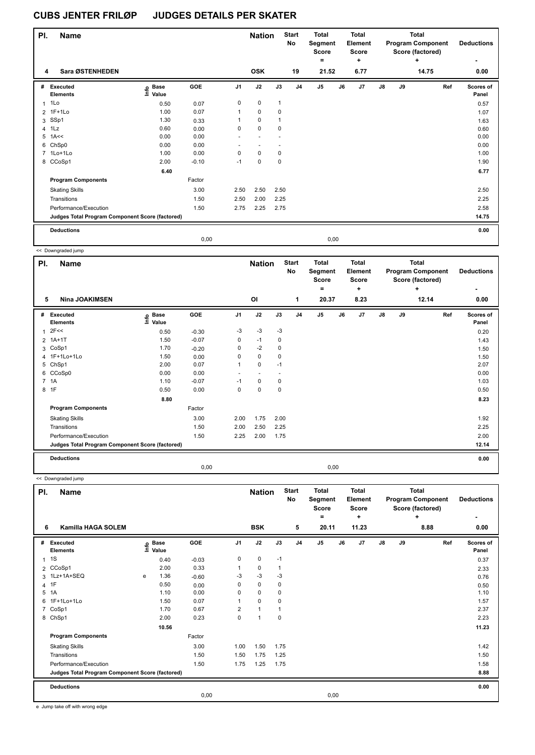# CUBS JENTER FRILØP JUDGES DETAILS PER SKATER

| Pl. | Name | Nation | Start No | Total Segment Score = | Total Element Score + | Total Program Component Score (factored) + | Deductions - |
|---|---|---|---|---|---|---|---|
| 4 | Sara ØSTENHEDEN | OSK | 19 | 21.52 | 6.77 | 14.75 | 0.00 |

| # | Executed Elements | Info | Base Value | GOE | J1 | J2 | J3 | J4 | J5 | J6 | J7 | J8 | J9 | Ref | Scores of Panel |
|---|---|---|---|---|---|---|---|---|---|---|---|---|---|---|---|
| 1 | 1Lo | | 0.50 | 0.07 | 0 | 0 | 1 | | | | | | | | 0.57 |
| 2 | 1F+1Lo | | 1.00 | 0.07 | 1 | 0 | 0 | | | | | | | | 1.07 |
| 3 | SSp1 | | 1.30 | 0.33 | 1 | 0 | 1 | | | | | | | | 1.63 |
| 4 | 1Lz | | 0.60 | 0.00 | 0 | 0 | 0 | | | | | | | | 0.60 |
| 5 | 1A<< | | 0.00 | 0.00 | - | - | - | | | | | | | | 0.00 |
| 6 | ChSp0 | | 0.00 | 0.00 | - | - | - | | | | | | | | 0.00 |
| 7 | 1Lo+1Lo | | 1.00 | 0.00 | 0 | 0 | 0 | | | | | | | | 1.00 |
| 8 | CCoSp1 | | 2.00 | -0.10 | -1 | 0 | 0 | | | | | | | | 1.90 |
| | | | 6.40 | | | | | | | | | | | | 6.77 |
| | **Program Components** | | | Factor | | | | | | | | | | | |
| | Skating Skills | | | 3.00 | 2.50 | 2.50 | 2.50 | | | | | | | | 2.50 |
| | Transitions | | | 1.50 | 2.50 | 2.00 | 2.25 | | | | | | | | 2.25 |
| | Performance/Execution | | | 1.50 | 2.75 | 2.25 | 2.75 | | | | | | | | 2.58 |
| | **Judges Total Program Component Score (factored)** | | | | | | | | | | | | | | 14.75 |
| | **Deductions** | | | | | | | | | | | | | | 0.00 |
| | | | | 0,00 | | | | | 0,00 | | | | | | |

<< Downgraded jump

| Pl. | Name | Nation | Start No | Total Segment Score = | Total Element Score + | Total Program Component Score (factored) + | Deductions - |
|---|---|---|---|---|---|---|---|
| 5 | Nina JOAKIMSEN | OI | 1 | 20.37 | 8.23 | 12.14 | 0.00 |

| # | Executed Elements | Info | Base Value | GOE | J1 | J2 | J3 | J4 | J5 | J6 | J7 | J8 | J9 | Ref | Scores of Panel |
|---|---|---|---|---|---|---|---|---|---|---|---|---|---|---|---|
| 1 | 2F<< | | 0.50 | -0.30 | -3 | -3 | -3 | | | | | | | | 0.20 |
| 2 | 1A+1T | | 1.50 | -0.07 | 0 | -1 | 0 | | | | | | | | 1.43 |
| 3 | CoSp1 | | 1.70 | -0.20 | 0 | -2 | 0 | | | | | | | | 1.50 |
| 4 | 1F+1Lo+1Lo | | 1.50 | 0.00 | 0 | 0 | 0 | | | | | | | | 1.50 |
| 5 | ChSp1 | | 2.00 | 0.07 | 1 | 0 | -1 | | | | | | | | 2.07 |
| 6 | CCoSp0 | | 0.00 | 0.00 | - | - | - | | | | | | | | 0.00 |
| 7 | 1A | | 1.10 | -0.07 | -1 | 0 | 0 | | | | | | | | 1.03 |
| 8 | 1F | | 0.50 | 0.00 | 0 | 0 | 0 | | | | | | | | 0.50 |
| | | | 8.80 | | | | | | | | | | | | 8.23 |
| | **Program Components** | | | Factor | | | | | | | | | | | |
| | Skating Skills | | | 3.00 | 2.00 | 1.75 | 2.00 | | | | | | | | 1.92 |
| | Transitions | | | 1.50 | 2.00 | 2.50 | 2.25 | | | | | | | | 2.25 |
| | Performance/Execution | | | 1.50 | 2.25 | 2.00 | 1.75 | | | | | | | | 2.00 |
| | **Judges Total Program Component Score (factored)** | | | | | | | | | | | | | | 12.14 |
| | **Deductions** | | | | | | | | | | | | | | 0.00 |
| | | | | 0,00 | | | | | 0,00 | | | | | | |

<< Downgraded jump

| Pl. | Name | Nation | Start No | Total Segment Score = | Total Element Score + | Total Program Component Score (factored) + | Deductions - |
|---|---|---|---|---|---|---|---|
| 6 | Kamilla HAGA SOLEM | BSK | 5 | 20.11 | 11.23 | 8.88 | 0.00 |

| # | Executed Elements | Info | Base Value | GOE | J1 | J2 | J3 | J4 | J5 | J6 | J7 | J8 | J9 | Ref | Scores of Panel |
|---|---|---|---|---|---|---|---|---|---|---|---|---|---|---|---|
| 1 | 1S | | 0.40 | -0.03 | 0 | 0 | -1 | | | | | | | | 0.37 |
| 2 | CCoSp1 | | 2.00 | 0.33 | 1 | 0 | 1 | | | | | | | | 2.33 |
| 3 | 1Lz+1A+SEQ | e | 1.36 | -0.60 | -3 | -3 | -3 | | | | | | | | 0.76 |
| 4 | 1F | | 0.50 | 0.00 | 0 | 0 | 0 | | | | | | | | 0.50 |
| 5 | 1A | | 1.10 | 0.00 | 0 | 0 | 0 | | | | | | | | 1.10 |
| 6 | 1F+1Lo+1Lo | | 1.50 | 0.07 | 1 | 0 | 0 | | | | | | | | 1.57 |
| 7 | CoSp1 | | 1.70 | 0.67 | 2 | 1 | 1 | | | | | | | | 2.37 |
| 8 | ChSp1 | | 2.00 | 0.23 | 0 | 1 | 0 | | | | | | | | 2.23 |
| | | | 10.56 | | | | | | | | | | | | 11.23 |
| | **Program Components** | | | Factor | | | | | | | | | | | |
| | Skating Skills | | | 3.00 | 1.00 | 1.50 | 1.75 | | | | | | | | 1.42 |
| | Transitions | | | 1.50 | 1.50 | 1.75 | 1.25 | | | | | | | | 1.50 |
| | Performance/Execution | | | 1.50 | 1.75 | 1.25 | 1.75 | | | | | | | | 1.58 |
| | **Judges Total Program Component Score (factored)** | | | | | | | | | | | | | | 8.88 |
| | **Deductions** | | | | | | | | | | | | | | 0.00 |
| | | | | 0,00 | | | | | 0,00 | | | | | | |

e Jump take off with wrong edge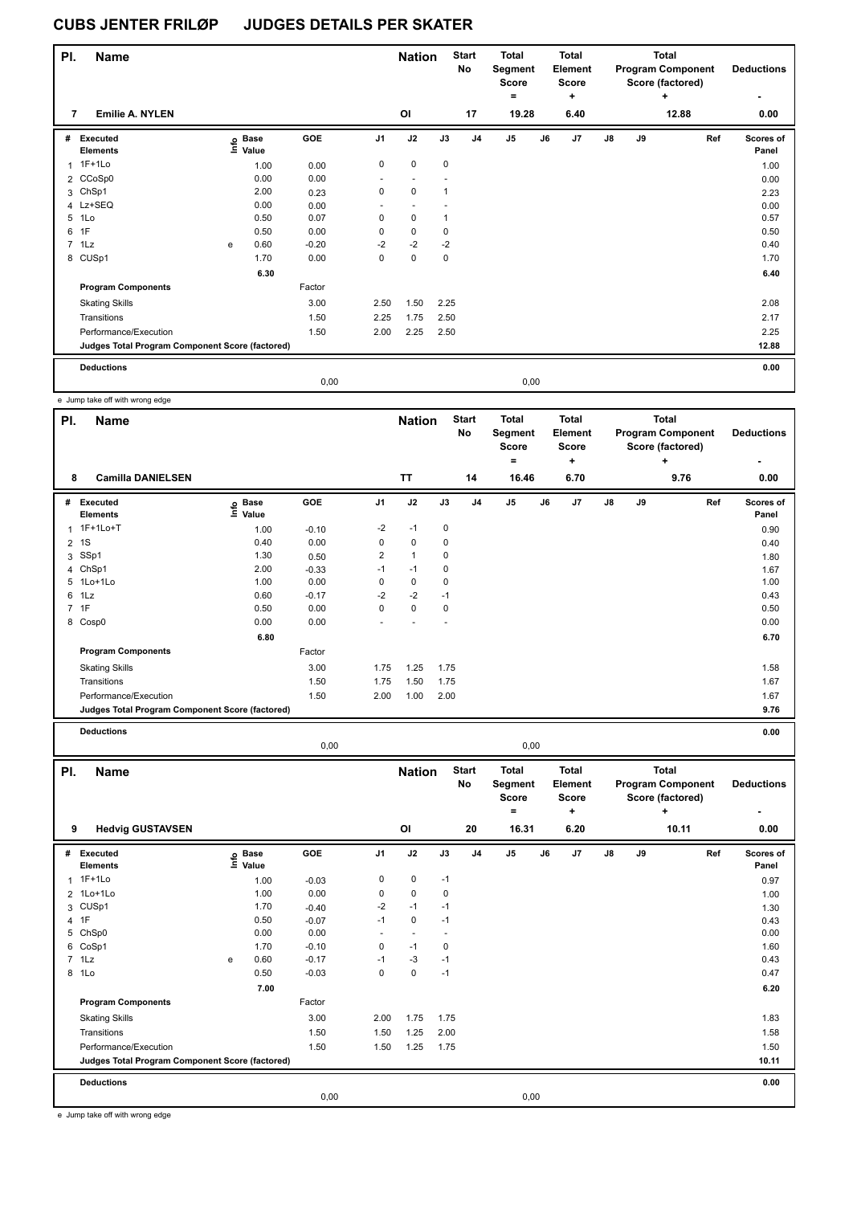# CUBS JENTER FRILØP JUDGES DETAILS PER SKATER

| Pl. | Name | Nation | Start No | Total Segment Score = | Total Element Score + | Total Program Component Score (factored) + | Deductions - |
|---|---|---|---|---|---|---|---|
| 7 | Emilie A. NYLEN | OI | 17 | 19.28 | 6.40 | 12.88 | 0.00 |

| # | Executed Elements | Info | Base Value | GOE | J1 | J2 | J3 | J4 | J5 | J6 | J7 | J8 | J9 | Ref | Scores of Panel |
|---|---|---|---|---|---|---|---|---|---|---|---|---|---|---|---|
| 1 | 1F+1Lo | | 1.00 | 0.00 | 0 | 0 | 0 | | | | | | | | 1.00 |
| 2 | CCoSp0 | | 0.00 | 0.00 | - | - | - | | | | | | | | 0.00 |
| 3 | ChSp1 | | 2.00 | 0.23 | 0 | 0 | 1 | | | | | | | | 2.23 |
| 4 | Lz+SEQ | | 0.00 | 0.00 | - | - | - | | | | | | | | 0.00 |
| 5 | 1Lo | | 0.50 | 0.07 | 0 | 0 | 1 | | | | | | | | 0.57 |
| 6 | 1F | | 0.50 | 0.00 | 0 | 0 | 0 | | | | | | | | 0.50 |
| 7 | 1Lz | e | 0.60 | -0.20 | -2 | -2 | -2 | | | | | | | | 0.40 |
| 8 | CUSp1 | | 1.70 | 0.00 | 0 | 0 | 0 | | | | | | | | 1.70 |
| | | | 6.30 | | | | | | | | | | | | 6.40 |
| | **Program Components** | | | Factor | | | | | | | | | | | |
| | Skating Skills | | | 3.00 | 2.50 | 1.50 | 2.25 | | | | | | | | 2.08 |
| | Transitions | | | 1.50 | 2.25 | 1.75 | 2.50 | | | | | | | | 2.17 |
| | Performance/Execution | | | 1.50 | 2.00 | 2.25 | 2.50 | | | | | | | | 2.25 |
| | **Judges Total Program Component Score (factored)** | | | | | | | | | | | | | | 12.88 |
| | **Deductions** | | | | | | | | | | | | | | 0.00 |
| | | | | 0,00 | | | | | 0,00 | | | | | | |

e Jump take off with wrong edge

| Pl. | Name | Nation | Start No | Total Segment Score = | Total Element Score + | Total Program Component Score (factored) + | Deductions - |
|---|---|---|---|---|---|---|---|
| 8 | Camilla DANIELSEN | TT | 14 | 16.46 | 6.70 | 9.76 | 0.00 |

| # | Executed Elements | Info | Base Value | GOE | J1 | J2 | J3 | J4 | J5 | J6 | J7 | J8 | J9 | Ref | Scores of Panel |
|---|---|---|---|---|---|---|---|---|---|---|---|---|---|---|---|
| 1 | 1F+1Lo+T | | 1.00 | -0.10 | -2 | -1 | 0 | | | | | | | | 0.90 |
| 2 | 1S | | 0.40 | 0.00 | 0 | 0 | 0 | | | | | | | | 0.40 |
| 3 | SSp1 | | 1.30 | 0.50 | 2 | 1 | 0 | | | | | | | | 1.80 |
| 4 | ChSp1 | | 2.00 | -0.33 | -1 | -1 | 0 | | | | | | | | 1.67 |
| 5 | 1Lo+1Lo | | 1.00 | 0.00 | 0 | 0 | 0 | | | | | | | | 1.00 |
| 6 | 1Lz | | 0.60 | -0.17 | -2 | -2 | -1 | | | | | | | | 0.43 |
| 7 | 1F | | 0.50 | 0.00 | 0 | 0 | 0 | | | | | | | | 0.50 |
| 8 | Cosp0 | | 0.00 | 0.00 | - | - | - | | | | | | | | 0.00 |
| | | | 6.80 | | | | | | | | | | | | 6.70 |
| | **Program Components** | | | Factor | | | | | | | | | | | |
| | Skating Skills | | | 3.00 | 1.75 | 1.25 | 1.75 | | | | | | | | 1.58 |
| | Transitions | | | 1.50 | 1.75 | 1.50 | 1.75 | | | | | | | | 1.67 |
| | Performance/Execution | | | 1.50 | 2.00 | 1.00 | 2.00 | | | | | | | | 1.67 |
| | **Judges Total Program Component Score (factored)** | | | | | | | | | | | | | | 9.76 |
| | **Deductions** | | | | | | | | | | | | | | 0.00 |
| | | | | 0,00 | | | | | 0,00 | | | | | | |

| Pl. | Name | Nation | Start No | Total Segment Score = | Total Element Score + | Total Program Component Score (factored) + | Deductions - |
|---|---|---|---|---|---|---|---|
| 9 | Hedvig GUSTAVSEN | OI | 20 | 16.31 | 6.20 | 10.11 | 0.00 |

| # | Executed Elements | Info | Base Value | GOE | J1 | J2 | J3 | J4 | J5 | J6 | J7 | J8 | J9 | Ref | Scores of Panel |
|---|---|---|---|---|---|---|---|---|---|---|---|---|---|---|---|
| 1 | 1F+1Lo | | 1.00 | -0.03 | 0 | 0 | -1 | | | | | | | | 0.97 |
| 2 | 1Lo+1Lo | | 1.00 | 0.00 | 0 | 0 | 0 | | | | | | | | 1.00 |
| 3 | CUSp1 | | 1.70 | -0.40 | -2 | -1 | -1 | | | | | | | | 1.30 |
| 4 | 1F | | 0.50 | -0.07 | -1 | 0 | -1 | | | | | | | | 0.43 |
| 5 | ChSp0 | | 0.00 | 0.00 | - | - | - | | | | | | | | 0.00 |
| 6 | CoSp1 | | 1.70 | -0.10 | 0 | -1 | 0 | | | | | | | | 1.60 |
| 7 | 1Lz | e | 0.60 | -0.17 | -1 | -3 | -1 | | | | | | | | 0.43 |
| 8 | 1Lo | | 0.50 | -0.03 | 0 | 0 | -1 | | | | | | | | 0.47 |
| | | | 7.00 | | | | | | | | | | | | 6.20 |
| | **Program Components** | | | Factor | | | | | | | | | | | |
| | Skating Skills | | | 3.00 | 2.00 | 1.75 | 1.75 | | | | | | | | 1.83 |
| | Transitions | | | 1.50 | 1.50 | 1.25 | 2.00 | | | | | | | | 1.58 |
| | Performance/Execution | | | 1.50 | 1.50 | 1.25 | 1.75 | | | | | | | | 1.50 |
| | **Judges Total Program Component Score (factored)** | | | | | | | | | | | | | | 10.11 |
| | **Deductions** | | | | | | | | | | | | | | 0.00 |
| | | | | 0,00 | | | | | 0,00 | | | | | | |

e Jump take off with wrong edge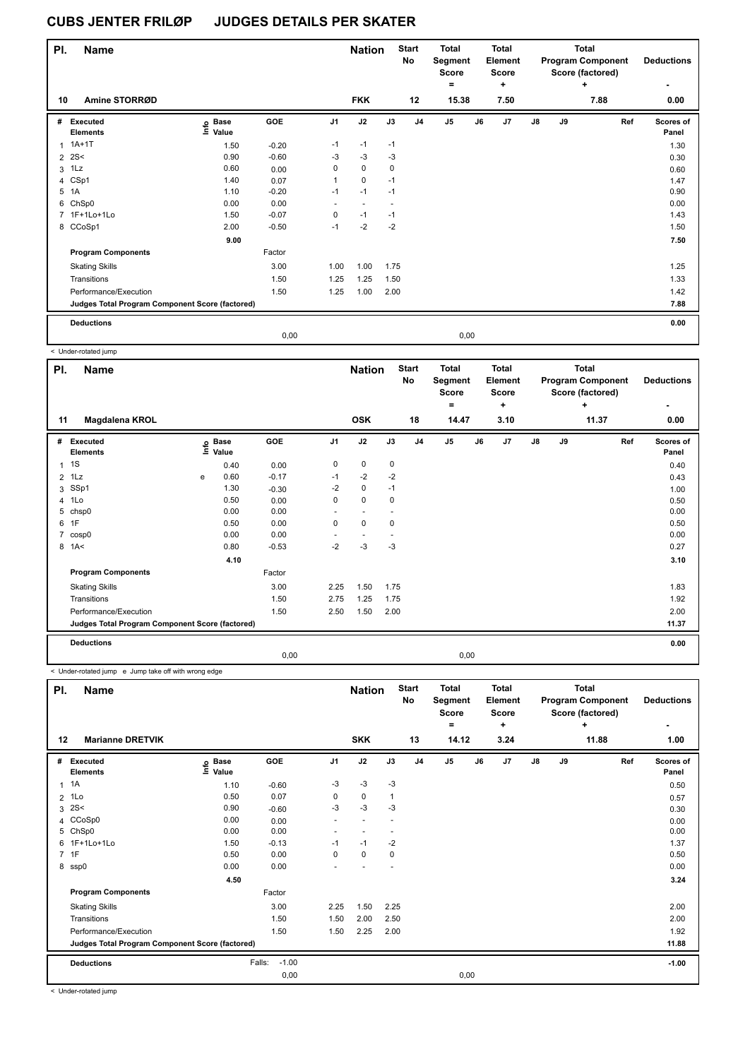# CUBS JENTER FRILØP JUDGES DETAILS PER SKATER

| Pl. | Name | Nation | Start No | Total Segment Score = | Total Element Score + | Total Program Component Score (factored) + | Deductions - |
|---|---|---|---|---|---|---|---|
| 10 | Amine STORRØD | FKK | 12 | 15.38 | 7.50 | 7.88 | 0.00 |

| # | Executed Elements | Info | Base Value | GOE | J1 | J2 | J3 | J4 | J5 | J6 | J7 | J8 | J9 | Ref | Scores of Panel |
|---|---|---|---|---|---|---|---|---|---|---|---|---|---|---|---|
| 1 | 1A+1T | | 1.50 | -0.20 | -1 | -1 | -1 | | | | | | | | 1.30 |
| 2 | 2S< | | 0.90 | -0.60 | -3 | -3 | -3 | | | | | | | | 0.30 |
| 3 | 1Lz | | 0.60 | 0.00 | 0 | 0 | 0 | | | | | | | | 0.60 |
| 4 | CSp1 | | 1.40 | 0.07 | 1 | 0 | -1 | | | | | | | | 1.47 |
| 5 | 1A | | 1.10 | -0.20 | -1 | -1 | -1 | | | | | | | | 0.90 |
| 6 | ChSp0 | | 0.00 | 0.00 | - | - | - | | | | | | | | 0.00 |
| 7 | 1F+1Lo+1Lo | | 1.50 | -0.07 | 0 | -1 | -1 | | | | | | | | 1.43 |
| 8 | CCoSp1 | | 2.00 | -0.50 | -1 | -2 | -2 | | | | | | | | 1.50 |
| | | | 9.00 | | | | | | | | | | | | 7.50 |
| | **Program Components** | | | Factor | | | | | | | | | | | |
| | Skating Skills | | | 3.00 | 1.00 | 1.00 | 1.75 | | | | | | | | 1.25 |
| | Transitions | | | 1.50 | 1.25 | 1.25 | 1.50 | | | | | | | | 1.33 |
| | Performance/Execution | | | 1.50 | 1.25 | 1.00 | 2.00 | | | | | | | | 1.42 |
| | **Judges Total Program Component Score (factored)** | | | | | | | | | | | | | | 7.88 |
| | **Deductions** | | | | | | | | | | | | | | 0.00 |
| | | | | 0,00 | | | | | 0,00 | | | | | | |

< Under-rotated jump

| Pl. | Name | Nation | Start No | Total Segment Score = | Total Element Score + | Total Program Component Score (factored) + | Deductions - |
|---|---|---|---|---|---|---|---|
| 11 | Magdalena KROL | OSK | 18 | 14.47 | 3.10 | 11.37 | 0.00 |

| # | Executed Elements | Info | Base Value | GOE | J1 | J2 | J3 | J4 | J5 | J6 | J7 | J8 | J9 | Ref | Scores of Panel |
|---|---|---|---|---|---|---|---|---|---|---|---|---|---|---|---|
| 1 | 1S | | 0.40 | 0.00 | 0 | 0 | 0 | | | | | | | | 0.40 |
| 2 | 1Lz | e | 0.60 | -0.17 | -1 | -2 | -2 | | | | | | | | 0.43 |
| 3 | SSp1 | | 1.30 | -0.30 | -2 | 0 | -1 | | | | | | | | 1.00 |
| 4 | 1Lo | | 0.50 | 0.00 | 0 | 0 | 0 | | | | | | | | 0.50 |
| 5 | chsp0 | | 0.00 | 0.00 | - | - | - | | | | | | | | 0.00 |
| 6 | 1F | | 0.50 | 0.00 | 0 | 0 | 0 | | | | | | | | 0.50 |
| 7 | cosp0 | | 0.00 | 0.00 | - | - | - | | | | | | | | 0.00 |
| 8 | 1A< | | 0.80 | -0.53 | -2 | -3 | -3 | | | | | | | | 0.27 |
| | | | 4.10 | | | | | | | | | | | | 3.10 |
| | **Program Components** | | | Factor | | | | | | | | | | | |
| | Skating Skills | | | 3.00 | 2.25 | 1.50 | 1.75 | | | | | | | | 1.83 |
| | Transitions | | | 1.50 | 2.75 | 1.25 | 1.75 | | | | | | | | 1.92 |
| | Performance/Execution | | | 1.50 | 2.50 | 1.50 | 2.00 | | | | | | | | 2.00 |
| | **Judges Total Program Component Score (factored)** | | | | | | | | | | | | | | 11.37 |
| | **Deductions** | | | | | | | | | | | | | | 0.00 |
| | | | | 0,00 | | | | | 0,00 | | | | | | |

< Under-rotated jump e Jump take off with wrong edge

| Pl. | Name | Nation | Start No | Total Segment Score = | Total Element Score + | Total Program Component Score (factored) + | Deductions - |
|---|---|---|---|---|---|---|---|
| 12 | Marianne DRETVIK | SKK | 13 | 14.12 | 3.24 | 11.88 | 1.00 |

| # | Executed Elements | Info | Base Value | GOE | J1 | J2 | J3 | J4 | J5 | J6 | J7 | J8 | J9 | Ref | Scores of Panel |
|---|---|---|---|---|---|---|---|---|---|---|---|---|---|---|---|
| 1 | 1A | | 1.10 | -0.60 | -3 | -3 | -3 | | | | | | | | 0.50 |
| 2 | 1Lo | | 0.50 | 0.07 | 0 | 0 | 1 | | | | | | | | 0.57 |
| 3 | 2S< | | 0.90 | -0.60 | -3 | -3 | -3 | | | | | | | | 0.30 |
| 4 | CCoSp0 | | 0.00 | 0.00 | - | - | - | | | | | | | | 0.00 |
| 5 | ChSp0 | | 0.00 | 0.00 | - | - | - | | | | | | | | 0.00 |
| 6 | 1F+1Lo+1Lo | | 1.50 | -0.13 | -1 | -1 | -2 | | | | | | | | 1.37 |
| 7 | 1F | | 0.50 | 0.00 | 0 | 0 | 0 | | | | | | | | 0.50 |
| 8 | ssp0 | | 0.00 | 0.00 | - | - | - | | | | | | | | 0.00 |
| | | | 4.50 | | | | | | | | | | | | 3.24 |
| | **Program Components** | | | Factor | | | | | | | | | | | |
| | Skating Skills | | | 3.00 | 2.25 | 1.50 | 2.25 | | | | | | | | 2.00 |
| | Transitions | | | 1.50 | 1.50 | 2.00 | 2.50 | | | | | | | | 2.00 |
| | Performance/Execution | | | 1.50 | 1.50 | 2.25 | 2.00 | | | | | | | | 1.92 |
| | **Judges Total Program Component Score (factored)** | | | | | | | | | | | | | | 11.88 |
| | **Deductions** | | | Falls: -1.00 | | | | | | | | | | | -1.00 |
| | | | | 0,00 | | | | | 0,00 | | | | | | |

< Under-rotated jump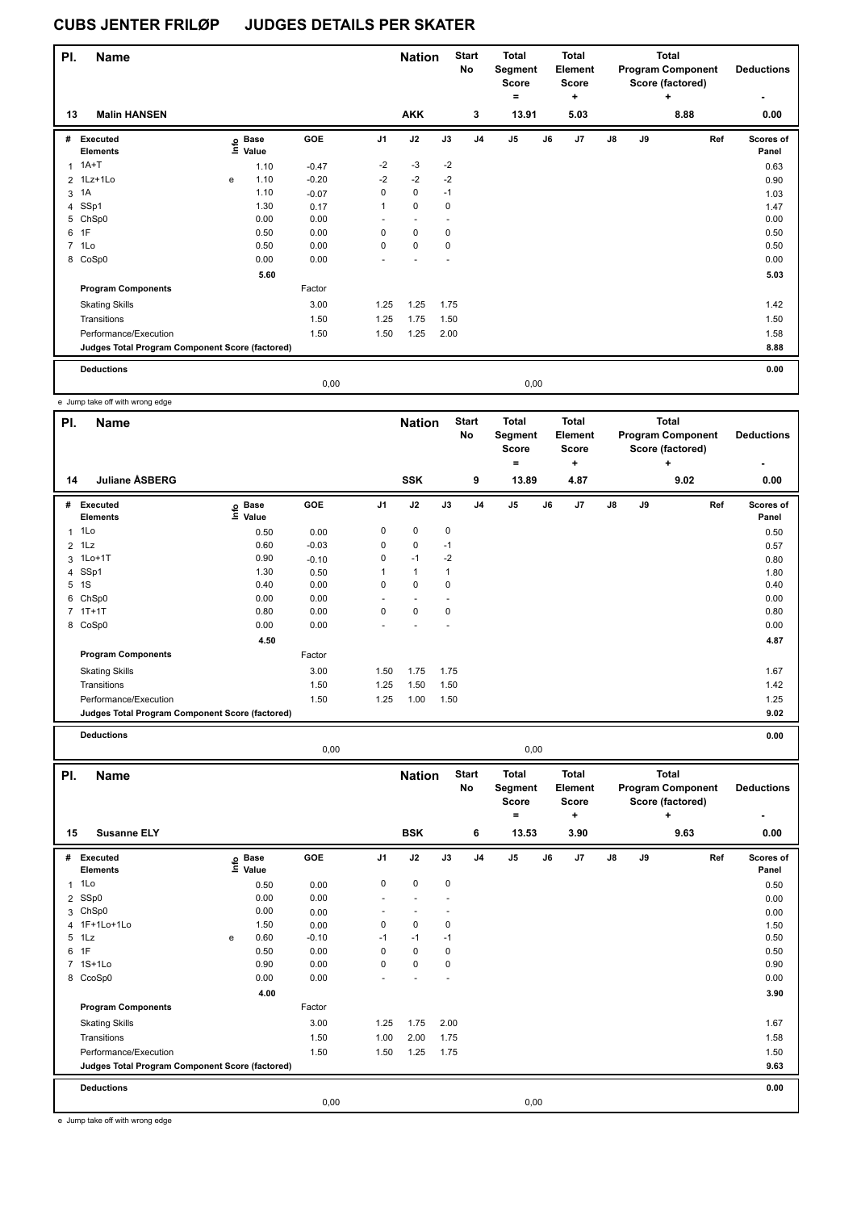# CUBS JENTER FRILØP JUDGES DETAILS PER SKATER

| Pl. | Name | Nation | Start No | Total Segment Score = | Total Element Score + | Total Program Component Score (factored) + | Deductions - |
|---|---|---|---|---|---|---|---|
| 13 | Malin HANSEN | AKK | 3 | 13.91 | 5.03 | 8.88 | 0.00 |

| # | Executed Elements | Info | Base Value | GOE | J1 | J2 | J3 | J4 | J5 | J6 | J7 | J8 | J9 | Ref | Scores of Panel |
|---|---|---|---|---|---|---|---|---|---|---|---|---|---|---|---|
| 1 | 1A+T | | 1.10 | -0.47 | -2 | -3 | -2 | | | | | | | | 0.63 |
| 2 | 1Lz+1Lo | e | 1.10 | -0.20 | -2 | -2 | -2 | | | | | | | | 0.90 |
| 3 | 1A | | 1.10 | -0.07 | 0 | 0 | -1 | | | | | | | | 1.03 |
| 4 | SSp1 | | 1.30 | 0.17 | 1 | 0 | 0 | | | | | | | | 1.47 |
| 5 | ChSp0 | | 0.00 | 0.00 | - | - | - | | | | | | | | 0.00 |
| 6 | 1F | | 0.50 | 0.00 | 0 | 0 | 0 | | | | | | | | 0.50 |
| 7 | 1Lo | | 0.50 | 0.00 | 0 | 0 | 0 | | | | | | | | 0.50 |
| 8 | CoSp0 | | 0.00 | 0.00 | - | - | - | | | | | | | | 0.00 |
| | | | 5.60 | | | | | | | | | | | | 5.03 |
| | **Program Components** | | | Factor | | | | | | | | | | | |
| | Skating Skills | | | 3.00 | 1.25 | 1.25 | 1.75 | | | | | | | | 1.42 |
| | Transitions | | | 1.50 | 1.25 | 1.75 | 1.50 | | | | | | | | 1.50 |
| | Performance/Execution | | | 1.50 | 1.50 | 1.25 | 2.00 | | | | | | | | 1.58 |
| | **Judges Total Program Component Score (factored)** | | | | | | | | | | | | | | 8.88 |
| | **Deductions** | | | | | | | | | | | | | | 0.00 |
| | | | | 0,00 | | | | | 0,00 | | | | | | |

e Jump take off with wrong edge

| Pl. | Name | Nation | Start No | Total Segment Score = | Total Element Score + | Total Program Component Score (factored) + | Deductions - |
|---|---|---|---|---|---|---|---|
| 14 | Juliane ÅSBERG | SSK | 9 | 13.89 | 4.87 | 9.02 | 0.00 |

| # | Executed Elements | Info | Base Value | GOE | J1 | J2 | J3 | J4 | J5 | J6 | J7 | J8 | J9 | Ref | Scores of Panel |
|---|---|---|---|---|---|---|---|---|---|---|---|---|---|---|---|
| 1 | 1Lo | | 0.50 | 0.00 | 0 | 0 | 0 | | | | | | | | 0.50 |
| 2 | 1Lz | | 0.60 | -0.03 | 0 | 0 | -1 | | | | | | | | 0.57 |
| 3 | 1Lo+1T | | 0.90 | -0.10 | 0 | -1 | -2 | | | | | | | | 0.80 |
| 4 | SSp1 | | 1.30 | 0.50 | 1 | 1 | 1 | | | | | | | | 1.80 |
| 5 | 1S | | 0.40 | 0.00 | 0 | 0 | 0 | | | | | | | | 0.40 |
| 6 | ChSp0 | | 0.00 | 0.00 | - | - | - | | | | | | | | 0.00 |
| 7 | 1T+1T | | 0.80 | 0.00 | 0 | 0 | 0 | | | | | | | | 0.80 |
| 8 | CoSp0 | | 0.00 | 0.00 | - | - | - | | | | | | | | 0.00 |
| | | | 4.50 | | | | | | | | | | | | 4.87 |
| | **Program Components** | | | Factor | | | | | | | | | | | |
| | Skating Skills | | | 3.00 | 1.50 | 1.75 | 1.75 | | | | | | | | 1.67 |
| | Transitions | | | 1.50 | 1.25 | 1.50 | 1.50 | | | | | | | | 1.42 |
| | Performance/Execution | | | 1.50 | 1.25 | 1.00 | 1.50 | | | | | | | | 1.25 |
| | **Judges Total Program Component Score (factored)** | | | | | | | | | | | | | | 9.02 |
| | **Deductions** | | | | | | | | | | | | | | 0.00 |
| | | | | 0,00 | | | | | 0,00 | | | | | | |

| Pl. | Name | Nation | Start No | Total Segment Score = | Total Element Score + | Total Program Component Score (factored) + | Deductions - |
|---|---|---|---|---|---|---|---|
| 15 | Susanne ELY | BSK | 6 | 13.53 | 3.90 | 9.63 | 0.00 |

| # | Executed Elements | Info | Base Value | GOE | J1 | J2 | J3 | J4 | J5 | J6 | J7 | J8 | J9 | Ref | Scores of Panel |
|---|---|---|---|---|---|---|---|---|---|---|---|---|---|---|---|
| 1 | 1Lo | | 0.50 | 0.00 | 0 | 0 | 0 | | | | | | | | 0.50 |
| 2 | SSp0 | | 0.00 | 0.00 | - | - | - | | | | | | | | 0.00 |
| 3 | ChSp0 | | 0.00 | 0.00 | - | - | - | | | | | | | | 0.00 |
| 4 | 1F+1Lo+1Lo | | 1.50 | 0.00 | 0 | 0 | 0 | | | | | | | | 1.50 |
| 5 | 1Lz | e | 0.60 | -0.10 | -1 | -1 | -1 | | | | | | | | 0.50 |
| 6 | 1F | | 0.50 | 0.00 | 0 | 0 | 0 | | | | | | | | 0.50 |
| 7 | 1S+1Lo | | 0.90 | 0.00 | 0 | 0 | 0 | | | | | | | | 0.90 |
| 8 | CcoSp0 | | 0.00 | 0.00 | - | - | - | | | | | | | | 0.00 |
| | | | 4.00 | | | | | | | | | | | | 3.90 |
| | **Program Components** | | | Factor | | | | | | | | | | | |
| | Skating Skills | | | 3.00 | 1.25 | 1.75 | 2.00 | | | | | | | | 1.67 |
| | Transitions | | | 1.50 | 1.00 | 2.00 | 1.75 | | | | | | | | 1.58 |
| | Performance/Execution | | | 1.50 | 1.50 | 1.25 | 1.75 | | | | | | | | 1.50 |
| | **Judges Total Program Component Score (factored)** | | | | | | | | | | | | | | 9.63 |
| | **Deductions** | | | | | | | | | | | | | | 0.00 |
| | | | | 0,00 | | | | | 0,00 | | | | | | |

e Jump take off with wrong edge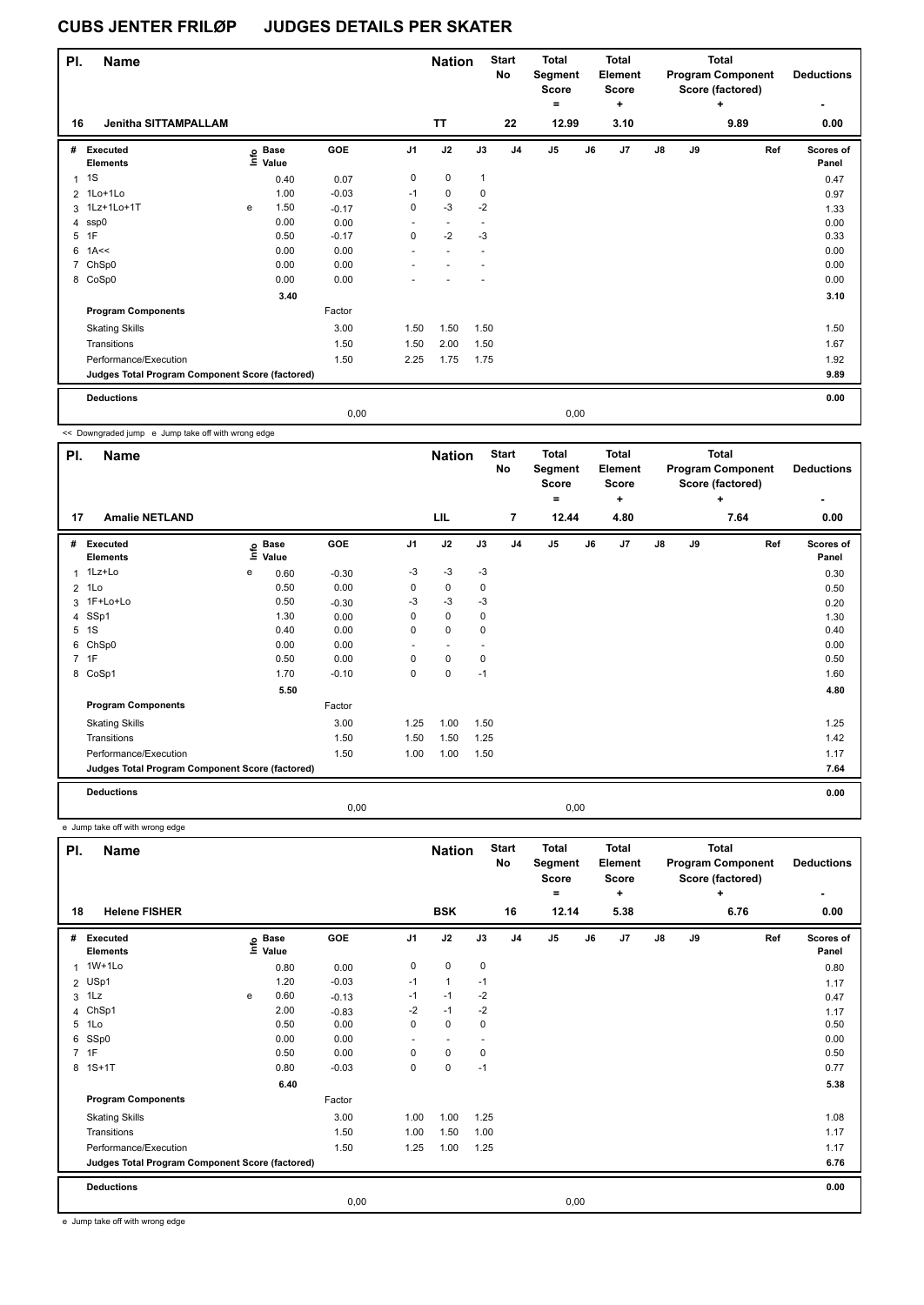# CUBS JENTER FRILØP JUDGES DETAILS PER SKATER

| Pl. | Name | | | | Nation | | Start No | Total Segment Score = | | Total Element Score + | | | Total Program Component Score (factored) + | | Deductions - |
|---|---|---|---|---|---|---|---|---|---|---|---|---|---|---|---|
| 16 | Jenitha SITTAMPALLAM | | | | TT | | 22 | 12.99 | | 3.10 | | | 9.89 | | 0.00 |

| # | Executed Elements | Info | Base Value | GOE | J1 | J2 | J3 | J4 | J5 | J6 | J7 | J8 | J9 | Ref | Scores of Panel |
|---|---|---|---|---|---|---|---|---|---|---|---|---|---|---|---|
| 1 | 1S | | 0.40 | 0.07 | 0 | 0 | 1 | | | | | | | | 0.47 |
| 2 | 1Lo+1Lo | | 1.00 | -0.03 | -1 | 0 | 0 | | | | | | | | 0.97 |
| 3 | 1Lz+1Lo+1T | e | 1.50 | -0.17 | 0 | -3 | -2 | | | | | | | | 1.33 |
| 4 | ssp0 | | 0.00 | 0.00 | - | - | - | | | | | | | | 0.00 |
| 5 | 1F | | 0.50 | -0.17 | 0 | -2 | -3 | | | | | | | | 0.33 |
| 6 | 1A<< | | 0.00 | 0.00 | - | - | - | | | | | | | | 0.00 |
| 7 | ChSp0 | | 0.00 | 0.00 | - | - | - | | | | | | | | 0.00 |
| 8 | CoSp0 | | 0.00 | 0.00 | - | - | - | | | | | | | | 0.00 |
| | | | 3.40 | | | | | | | | | | | | 3.10 |
| | **Program Components** | | | Factor | | | | | | | | | | | |
| | Skating Skills | | | 3.00 | 1.50 | 1.50 | 1.50 | | | | | | | | 1.50 |
| | Transitions | | | 1.50 | 1.50 | 2.00 | 1.50 | | | | | | | | 1.67 |
| | Performance/Execution | | | 1.50 | 2.25 | 1.75 | 1.75 | | | | | | | | 1.92 |
| | **Judges Total Program Component Score (factored)** | | | | | | | | | | | | | | 9.89 |
| | **Deductions** | | | | | | | | | | | | | | 0.00 |
| | | | | 0,00 | | | | | 0,00 | | | | | | |

<< Downgraded jump e Jump take off with wrong edge

| Pl. | Name | | | | Nation | | Start No | Total Segment Score = | | Total Element Score + | | | Total Program Component Score (factored) + | | Deductions - |
|---|---|---|---|---|---|---|---|---|---|---|---|---|---|---|---|
| 17 | Amalie NETLAND | | | | LIL | | 7 | 12.44 | | 4.80 | | | 7.64 | | 0.00 |

| # | Executed Elements | Info | Base Value | GOE | J1 | J2 | J3 | J4 | J5 | J6 | J7 | J8 | J9 | Ref | Scores of Panel |
|---|---|---|---|---|---|---|---|---|---|---|---|---|---|---|---|
| 1 | 1Lz+Lo | e | 0.60 | -0.30 | -3 | -3 | -3 | | | | | | | | 0.30 |
| 2 | 1Lo | | 0.50 | 0.00 | 0 | 0 | 0 | | | | | | | | 0.50 |
| 3 | 1F+Lo+Lo | | 0.50 | -0.30 | -3 | -3 | -3 | | | | | | | | 0.20 |
| 4 | SSp1 | | 1.30 | 0.00 | 0 | 0 | 0 | | | | | | | | 1.30 |
| 5 | 1S | | 0.40 | 0.00 | 0 | 0 | 0 | | | | | | | | 0.40 |
| 6 | ChSp0 | | 0.00 | 0.00 | - | - | - | | | | | | | | 0.00 |
| 7 | 1F | | 0.50 | 0.00 | 0 | 0 | 0 | | | | | | | | 0.50 |
| 8 | CoSp1 | | 1.70 | -0.10 | 0 | 0 | -1 | | | | | | | | 1.60 |
| | | | 5.50 | | | | | | | | | | | | 4.80 |
| | **Program Components** | | | Factor | | | | | | | | | | | |
| | Skating Skills | | | 3.00 | 1.25 | 1.00 | 1.50 | | | | | | | | 1.25 |
| | Transitions | | | 1.50 | 1.50 | 1.50 | 1.25 | | | | | | | | 1.42 |
| | Performance/Execution | | | 1.50 | 1.00 | 1.00 | 1.50 | | | | | | | | 1.17 |
| | **Judges Total Program Component Score (factored)** | | | | | | | | | | | | | | 7.64 |
| | **Deductions** | | | | | | | | | | | | | | 0.00 |
| | | | | 0,00 | | | | | 0,00 | | | | | | |

e Jump take off with wrong edge

| Pl. | Name | | | | Nation | | Start No | Total Segment Score = | | Total Element Score + | | | Total Program Component Score (factored) + | | Deductions - |
|---|---|---|---|---|---|---|---|---|---|---|---|---|---|---|---|
| 18 | Helene FISHER | | | | BSK | | 16 | 12.14 | | 5.38 | | | 6.76 | | 0.00 |

| # | Executed Elements | Info | Base Value | GOE | J1 | J2 | J3 | J4 | J5 | J6 | J7 | J8 | J9 | Ref | Scores of Panel |
|---|---|---|---|---|---|---|---|---|---|---|---|---|---|---|---|
| 1 | 1W+1Lo | | 0.80 | 0.00 | 0 | 0 | 0 | | | | | | | | 0.80 |
| 2 | USp1 | | 1.20 | -0.03 | -1 | 1 | -1 | | | | | | | | 1.17 |
| 3 | 1Lz | e | 0.60 | -0.13 | -1 | -1 | -2 | | | | | | | | 0.47 |
| 4 | ChSp1 | | 2.00 | -0.83 | -2 | -1 | -2 | | | | | | | | 1.17 |
| 5 | 1Lo | | 0.50 | 0.00 | 0 | 0 | 0 | | | | | | | | 0.50 |
| 6 | SSp0 | | 0.00 | 0.00 | - | - | - | | | | | | | | 0.00 |
| 7 | 1F | | 0.50 | 0.00 | 0 | 0 | 0 | | | | | | | | 0.50 |
| 8 | 1S+1T | | 0.80 | -0.03 | 0 | 0 | -1 | | | | | | | | 0.77 |
| | | | 6.40 | | | | | | | | | | | | 5.38 |
| | **Program Components** | | | Factor | | | | | | | | | | | |
| | Skating Skills | | | 3.00 | 1.00 | 1.00 | 1.25 | | | | | | | | 1.08 |
| | Transitions | | | 1.50 | 1.00 | 1.50 | 1.00 | | | | | | | | 1.17 |
| | Performance/Execution | | | 1.50 | 1.25 | 1.00 | 1.25 | | | | | | | | 1.17 |
| | **Judges Total Program Component Score (factored)** | | | | | | | | | | | | | | 6.76 |
| | **Deductions** | | | | | | | | | | | | | | 0.00 |
| | | | | 0,00 | | | | | 0,00 | | | | | | |

e Jump take off with wrong edge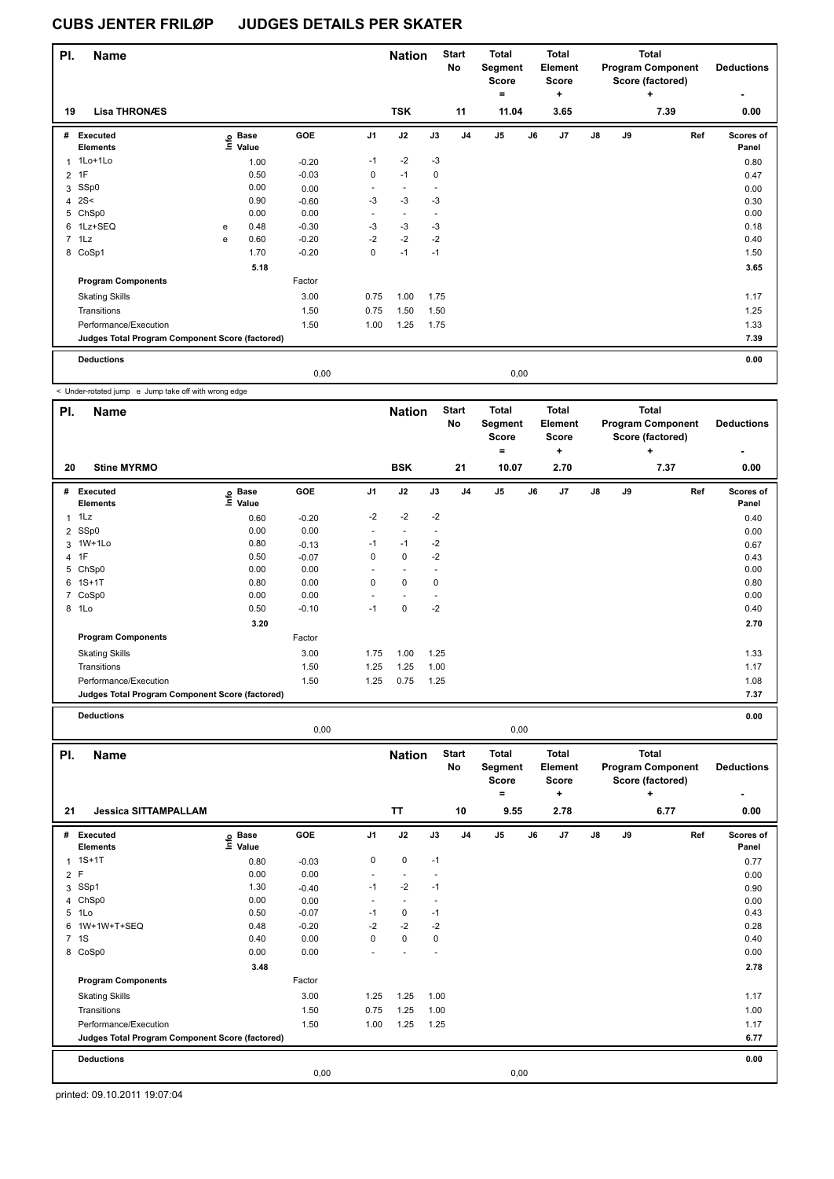# CUBS JENTER FRILØP JUDGES DETAILS PER SKATER

| Pl. | Name | Nation | Start No | Total Segment Score = | Total Element Score + | Total Program Component Score (factored) + | Deductions - |
|---|---|---|---|---|---|---|---|
| 19 | Lisa THRONÆS | TSK | 11 | 11.04 | 3.65 | 7.39 | 0.00 |

| # | Executed Elements | Info | Base Value | GOE | J1 | J2 | J3 | J4 | J5 | J6 | J7 | J8 | J9 | Ref | Scores of Panel |
|---|---|---|---|---|---|---|---|---|---|---|---|---|---|---|---|
| 1 | 1Lo+1Lo | | 1.00 | -0.20 | -1 | -2 | -3 | | | | | | | | 0.80 |
| 2 | 1F | | 0.50 | -0.03 | 0 | -1 | 0 | | | | | | | | 0.47 |
| 3 | SSp0 | | 0.00 | 0.00 | - | - | - | | | | | | | | 0.00 |
| 4 | 2S< | | 0.90 | -0.60 | -3 | -3 | -3 | | | | | | | | 0.30 |
| 5 | ChSp0 | | 0.00 | 0.00 | - | - | - | | | | | | | | 0.00 |
| 6 | 1Lz+SEQ | e | 0.48 | -0.30 | -3 | -3 | -3 | | | | | | | | 0.18 |
| 7 | 1Lz | e | 0.60 | -0.20 | -2 | -2 | -2 | | | | | | | | 0.40 |
| 8 | CoSp1 | | 1.70 | -0.20 | 0 | -1 | -1 | | | | | | | | 1.50 |
| | | | 5.18 | | | | | | | | | | | | 3.65 |
| | **Program Components** | | | Factor | | | | | | | | | | | |
| | Skating Skills | | | 3.00 | 0.75 | 1.00 | 1.75 | | | | | | | | 1.17 |
| | Transitions | | | 1.50 | 0.75 | 1.50 | 1.50 | | | | | | | | 1.25 |
| | Performance/Execution | | | 1.50 | 1.00 | 1.25 | 1.75 | | | | | | | | 1.33 |
| | **Judges Total Program Component Score (factored)** | | | | | | | | | | | | | | 7.39 |
| | **Deductions** | | | | | | | | | | | | | | 0.00 |
| | | | | 0,00 | | | | | 0,00 | | | | | | |

< Under-rotated jump e Jump take off with wrong edge

| Pl. | Name | Nation | Start No | Total Segment Score = | Total Element Score + | Total Program Component Score (factored) + | Deductions - |
|---|---|---|---|---|---|---|---|
| 20 | Stine MYRMO | BSK | 21 | 10.07 | 2.70 | 7.37 | 0.00 |

| # | Executed Elements | Info | Base Value | GOE | J1 | J2 | J3 | J4 | J5 | J6 | J7 | J8 | J9 | Ref | Scores of Panel |
|---|---|---|---|---|---|---|---|---|---|---|---|---|---|---|---|
| 1 | 1Lz | | 0.60 | -0.20 | -2 | -2 | -2 | | | | | | | | 0.40 |
| 2 | SSp0 | | 0.00 | 0.00 | - | - | - | | | | | | | | 0.00 |
| 3 | 1W+1Lo | | 0.80 | -0.13 | -1 | -1 | -2 | | | | | | | | 0.67 |
| 4 | 1F | | 0.50 | -0.07 | 0 | 0 | -2 | | | | | | | | 0.43 |
| 5 | ChSp0 | | 0.00 | 0.00 | - | - | - | | | | | | | | 0.00 |
| 6 | 1S+1T | | 0.80 | 0.00 | 0 | 0 | 0 | | | | | | | | 0.80 |
| 7 | CoSp0 | | 0.00 | 0.00 | - | - | - | | | | | | | | 0.00 |
| 8 | 1Lo | | 0.50 | -0.10 | -1 | 0 | -2 | | | | | | | | 0.40 |
| | | | 3.20 | | | | | | | | | | | | 2.70 |
| | **Program Components** | | | Factor | | | | | | | | | | | |
| | Skating Skills | | | 3.00 | 1.75 | 1.00 | 1.25 | | | | | | | | 1.33 |
| | Transitions | | | 1.50 | 1.25 | 1.25 | 1.00 | | | | | | | | 1.17 |
| | Performance/Execution | | | 1.50 | 1.25 | 0.75 | 1.25 | | | | | | | | 1.08 |
| | **Judges Total Program Component Score (factored)** | | | | | | | | | | | | | | 7.37 |
| | **Deductions** | | | | | | | | | | | | | | 0.00 |
| | | | | 0,00 | | | | | 0,00 | | | | | | |

| Pl. | Name | Nation | Start No | Total Segment Score = | Total Element Score + | Total Program Component Score (factored) + | Deductions - |
|---|---|---|---|---|---|---|---|
| 21 | Jessica SITTAMPALLAM | TT | 10 | 9.55 | 2.78 | 6.77 | 0.00 |

| # | Executed Elements | Info | Base Value | GOE | J1 | J2 | J3 | J4 | J5 | J6 | J7 | J8 | J9 | Ref | Scores of Panel |
|---|---|---|---|---|---|---|---|---|---|---|---|---|---|---|---|
| 1 | 1S+1T | | 0.80 | -0.03 | 0 | 0 | -1 | | | | | | | | 0.77 |
| 2 | F | | 0.00 | 0.00 | - | - | - | | | | | | | | 0.00 |
| 3 | SSp1 | | 1.30 | -0.40 | -1 | -2 | -1 | | | | | | | | 0.90 |
| 4 | ChSp0 | | 0.00 | 0.00 | - | - | - | | | | | | | | 0.00 |
| 5 | 1Lo | | 0.50 | -0.07 | -1 | 0 | -1 | | | | | | | | 0.43 |
| 6 | 1W+1W+T+SEQ | | 0.48 | -0.20 | -2 | -2 | -2 | | | | | | | | 0.28 |
| 7 | 1S | | 0.40 | 0.00 | 0 | 0 | 0 | | | | | | | | 0.40 |
| 8 | CoSp0 | | 0.00 | 0.00 | - | - | - | | | | | | | | 0.00 |
| | | | 3.48 | | | | | | | | | | | | 2.78 |
| | **Program Components** | | | Factor | | | | | | | | | | | |
| | Skating Skills | | | 3.00 | 1.25 | 1.25 | 1.00 | | | | | | | | 1.17 |
| | Transitions | | | 1.50 | 0.75 | 1.25 | 1.00 | | | | | | | | 1.00 |
| | Performance/Execution | | | 1.50 | 1.00 | 1.25 | 1.25 | | | | | | | | 1.17 |
| | **Judges Total Program Component Score (factored)** | | | | | | | | | | | | | | 6.77 |
| | **Deductions** | | | | | | | | | | | | | | 0.00 |
| | | | | 0,00 | | | | | 0,00 | | | | | | |

printed: 09.10.2011 19:07:04